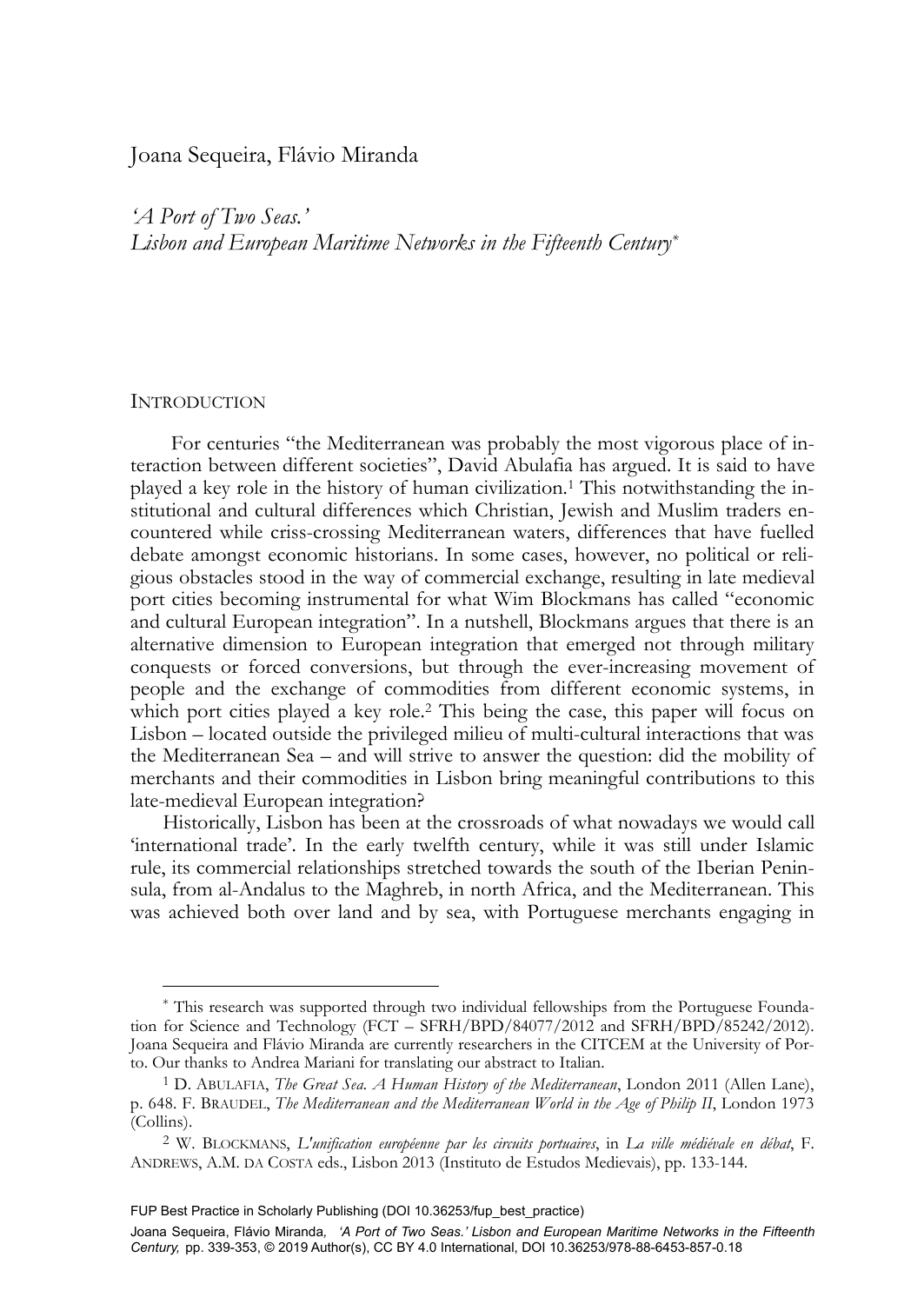Joana Sequeira, Flávio Miranda

# *'A Port of Two Seas.' Lisbon and European Maritime Networks in the Fifteenth Century*[*]

## Introduction

For centuries "the Mediterranean was probably the most vigorous place of interaction between different societies", David Abulafia has argued. It is said to have played a key role in the history of human civilization.[1] This notwithstanding the institutional and cultural differences which Christian, Jewish and Muslim traders encountered while criss-crossing Mediterranean waters, differences that have fuelled debate amongst economic historians. In some cases, however, no political or religious obstacles stood in the way of commercial exchange, resulting in late medieval port cities becoming instrumental for what Wim Blockmans has called "economic and cultural European integration". In a nutshell, Blockmans argues that there is an alternative dimension to European integration that emerged not through military conquests or forced conversions, but through the ever-increasing movement of people and the exchange of commodities from different economic systems, in which port cities played a key role.[2] This being the case, this paper will focus on Lisbon – located outside the privileged milieu of multi-cultural interactions that was the Mediterranean Sea – and will strive to answer the question: did the mobility of merchants and their commodities in Lisbon bring meaningful contributions to this late-medieval European integration?

Historically, Lisbon has been at the crossroads of what nowadays we would call 'international trade'. In the early twelfth century, while it was still under Islamic rule, its commercial relationships stretched towards the south of the Iberian Peninsula, from al-Andalus to the Maghreb, in north Africa, and the Mediterranean. This was achieved both over land and by sea, with Portuguese merchants engaging in

---

[*] This research was supported through two individual fellowships from the Portuguese Foundation for Science and Technology (FCT – SFRH/BPD/84077/2012 and SFRH/BPD/85242/2012). Joana Sequeira and Flávio Miranda are currently researchers in the CITCEM at the University of Porto. Our thanks to Andrea Mariani for translating our abstract to Italian.

[1] D. Abulafia, *The Great Sea. A Human History of the Mediterranean*, London 2011 (Allen Lane), p. 648. F. Braudel, *The Mediterranean and the Mediterranean World in the Age of Philip II*, London 1973 (Collins).

[2] W. Blockmans, *L'unification européenne par les circuits portuaires*, in *La ville médiévale en débat*, F. Andrews, A.M. da Costa eds., Lisbon 2013 (Instituto de Estudos Medievais), pp. 133-144.

FUP Best Practice in Scholarly Publishing (DOI 10.36253/fup_best_practice)

Joana Sequeira, Flávio Miranda, *'A Port of Two Seas.' Lisbon and European Maritime Networks in the Fifteenth Century*, pp. 339-353, © 2019 Author(s), CC BY 4.0 International, DOI 10.36253/978-88-6453-857-0.18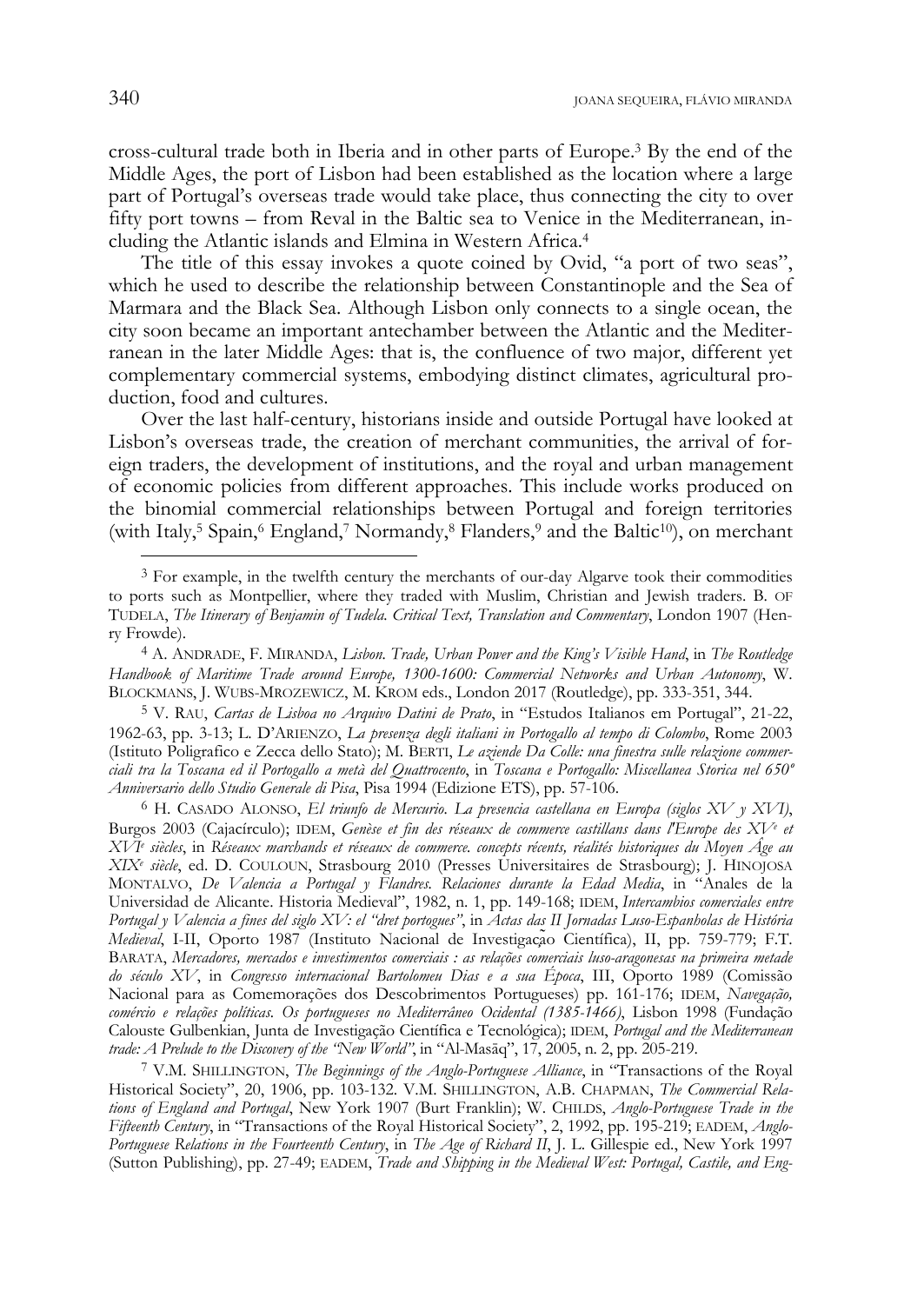cross-cultural trade both in Iberia and in other parts of Europe.[3] By the end of the Middle Ages, the port of Lisbon had been established as the location where a large part of Portugal's overseas trade would take place, thus connecting the city to over fifty port towns – from Reval in the Baltic sea to Venice in the Mediterranean, including the Atlantic islands and Elmina in Western Africa.[4]

The title of this essay invokes a quote coined by Ovid, "a port of two seas", which he used to describe the relationship between Constantinople and the Sea of Marmara and the Black Sea. Although Lisbon only connects to a single ocean, the city soon became an important antechamber between the Atlantic and the Mediterranean in the later Middle Ages: that is, the confluence of two major, different yet complementary commercial systems, embodying distinct climates, agricultural production, food and cultures.

Over the last half-century, historians inside and outside Portugal have looked at Lisbon's overseas trade, the creation of merchant communities, the arrival of foreign traders, the development of institutions, and the royal and urban management of economic policies from different approaches. This include works produced on the binomial commercial relationships between Portugal and foreign territories (with Italy,[5] Spain,[6] England,[7] Normandy,[8] Flanders,[9] and the Baltic[10]), on merchant

---

[3] For example, in the twelfth century the merchants of our-day Algarve took their commodities to ports such as Montpellier, where they traded with Muslim, Christian and Jewish traders. B. OF TUDELA, *The Itinerary of Benjamin of Tudela. Critical Text, Translation and Commentary*, London 1907 (Henry Frowde).

[4] A. ANDRADE, F. MIRANDA, *Lisbon. Trade, Urban Power and the King's Visible Hand*, in *The Routledge Handbook of Maritime Trade around Europe, 1300-1600: Commercial Networks and Urban Autonomy*, W. BLOCKMANS, J. WUBS-MROZEWICZ, M. KROM eds., London 2017 (Routledge), pp. 333-351, 344.

[5] V. RAU, *Cartas de Lisboa no Arquivo Datini de Prato*, in "Estudos Italianos em Portugal", 21-22, 1962-63, pp. 3-13; L. D'ARIENZO, *La presenza degli italiani in Portogallo al tempo di Colombo*, Rome 2003 (Istituto Poligrafico e Zecca dello Stato); M. BERTI, *Le aziende Da Colle: una finestra sulle relazione commerciali tra la Toscana ed il Portogallo a metà del Quattrocento*, in *Toscana e Portogallo: Miscellanea Storica nel 650º Anniversario dello Studio Generale di Pisa*, Pisa 1994 (Edizione ETS), pp. 57-106.

[6] H. CASADO ALONSO, *El triunfo de Mercurio. La presencia castellana en Europa (siglos XV y XVI)*, Burgos 2003 (Cajacírculo); IDEM, *Genèse et fin des réseaux de commerce castillans dans l'Europe des XVe et XVIe siècles*, in *Réseaux marchands et réseaux de commerce. concepts récents, réalités historiques du Moyen Âge au XIXe siècle*, ed. D. COULOUN, Strasbourg 2010 (Presses Universitaires de Strasbourg); J. HINOJOSA MONTALVO, *De Valencia a Portugal y Flandres. Relaciones durante la Edad Media*, in "Anales de la Universidad de Alicante. Historia Medieval", 1982, n. 1, pp. 149-168; IDEM, *Intercambios comerciales entre Portugal y Valencia a fines del siglo XV: el "dret portogues"*, in *Actas das II Jornadas Luso-Espanholas de História Medieval*, I-II, Oporto 1987 (Instituto Nacional de Investigação Científica), II, pp. 759-779; F.T. BARATA, *Mercadores, mercados e investimentos comerciais : as relações comerciais luso-aragonesas na primeira metade do século XV*, in *Congresso internacional Bartolomeu Dias e a sua Época*, III, Oporto 1989 (Comissão Nacional para as Comemorações dos Descobrimentos Portugueses) pp. 161-176; IDEM, *Navegação, comércio e relações políticas. Os portugueses no Mediterrâneo Ocidental (1385-1466)*, Lisbon 1998 (Fundação Calouste Gulbenkian, Junta de Investigação Científica e Tecnológica); IDEM, *Portugal and the Mediterranean trade: A Prelude to the Discovery of the "New World"*, in "Al-Masāq", 17, 2005, n. 2, pp. 205-219.

[7] V.M. SHILLINGTON, *The Beginnings of the Anglo-Portuguese Alliance*, in "Transactions of the Royal Historical Society", 20, 1906, pp. 103-132. V.M. SHILLINGTON, A.B. CHAPMAN, *The Commercial Relations of England and Portugal*, New York 1907 (Burt Franklin); W. CHILDS, *Anglo-Portuguese Trade in the Fifteenth Century*, in "Transactions of the Royal Historical Society", 2, 1992, pp. 195-219; EADEM, *Anglo-Portuguese Relations in the Fourteenth Century*, in *The Age of Richard II*, J. L. Gillespie ed., New York 1997 (Sutton Publishing), pp. 27-49; EADEM, *Trade and Shipping in the Medieval West: Portugal, Castile, and Eng-*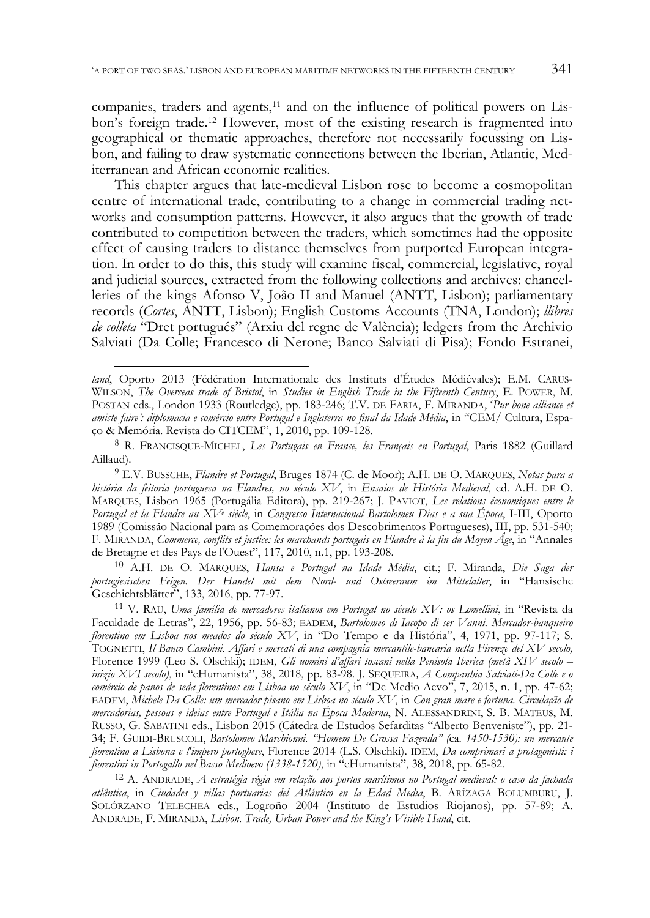companies, traders and agents,[11] and on the influence of political powers on Lisbon's foreign trade.[12] However, most of the existing research is fragmented into geographical or thematic approaches, therefore not necessarily focussing on Lisbon, and failing to draw systematic connections between the Iberian, Atlantic, Mediterranean and African economic realities.

This chapter argues that late-medieval Lisbon rose to become a cosmopolitan centre of international trade, contributing to a change in commercial trading networks and consumption patterns. However, it also argues that the growth of trade contributed to competition between the traders, which sometimes had the opposite effect of causing traders to distance themselves from purported European integration. In order to do this, this study will examine fiscal, commercial, legislative, royal and judicial sources, extracted from the following collections and archives: chancelleries of the kings Afonso V, João II and Manuel (ANTT, Lisbon); parliamentary records (*Cortes*, ANTT, Lisbon); English Customs Accounts (TNA, London); *llibres de colleta* "Dret portugués" (Arxiu del regne de València); ledgers from the Archivio Salviati (Da Colle; Francesco di Nerone; Banco Salviati di Pisa); Fondo Estranei,

---

*land*, Oporto 2013 (Fédération Internationale des Instituts d'Études Médiévales); E.M. CARUS-WILSON, *The Overseas trade of Bristol*, in *Studies in English Trade in the Fifteenth Century*, E. POWER, M. POSTAN eds., London 1933 (Routledge), pp. 183-246; T.V. DE FARIA, F. MIRANDA, '*Pur bone alliance et amiste faire': diplomacia e comércio entre Portugal e Inglaterra no final da Idade Média*, in "CEM/ Cultura, Espaço & Memória. Revista do CITCEM", 1, 2010, pp. 109-128.

[8] R. FRANCISQUE-MICHEL, *Les Portugais en France, les Français en Portugal*, Paris 1882 (Guillard Aillaud).

[9] E.V. BUSSCHE, *Flandre et Portugal*, Bruges 1874 (C. de Moor); A.H. DE O. MARQUES, *Notas para a história da feitoria portuguesa na Flandres, no século XV*, in *Ensaios de História Medieval*, ed. A.H. DE O. MARQUES, Lisbon 1965 (Portugália Editora), pp. 219-267; J. PAVIOT, *Les relations économiques entre le Portugal et la Flandre au XV^e^ siècle*, in *Congresso Internacional Bartolomeu Dias e a sua Época*, I-III, Oporto 1989 (Comissão Nacional para as Comemorações dos Descobrimentos Portugueses), III, pp. 531-540; F. MIRANDA, *Commerce, conflits et justice: les marchands portugais en Flandre à la fin du Moyen Âge*, in "Annales de Bretagne et des Pays de l'Ouest", 117, 2010, n.1, pp. 193-208.

[10] A.H. DE O. MARQUES, *Hansa e Portugal na Idade Média*, cit.; F. Miranda, *Die Saga der portugiesischen Feigen. Der Handel mit dem Nord- und Ostseeraum im Mittelalter*, in "Hansische Geschichtsblätter", 133, 2016, pp. 77-97.

[11] V. RAU, *Uma família de mercadores italianos em Portugal no século XV: os Lomellini*, in "Revista da Faculdade de Letras", 22, 1956, pp. 56-83; EADEM, *Bartolomeo di Iacopo di ser Vanni. Mercador-banqueiro florentino em Lisboa nos meados do século XV*, in "Do Tempo e da História", 4, 1971, pp. 97-117; S. TOGNETTI, *Il Banco Cambini. Affari e mercati di una compagnia mercantile-bancaria nella Firenze del XV secolo,* Florence 1999 (Leo S. Olschki); IDEM, *Gli uomini d'affari toscani nella Penisola Iberica (metà XIV secolo – inizio XVI secolo)*, in "eHumanista", 38, 2018, pp. 83-98. J. SEQUEIRA, *A Companhia Salviati-Da Colle e o comércio de panos de seda florentinos em Lisboa no século XV*, in "De Medio Aevo", 7, 2015, n. 1, pp. 47-62; EADEM, *Michele Da Colle: um mercador pisano em Lisboa no século XV*, in *Con gran mare e fortuna. Circulação de mercadorias, pessoas e ideias entre Portugal e Itália na Época Moderna*, N. ALESSANDRINI, S. B. MATEUS, M. RUSSO, G. SABATINI eds., Lisbon 2015 (Cátedra de Estudos Sefarditas "Alberto Benveniste"), pp. 21-34; F. GUIDI-BRUSCOLI, *Bartolomeo Marchionni. "Homem De Grossa Fazenda" (*ca. *1450-1530): un mercante fiorentino a Lisbona e l'impero portoghese*, Florence 2014 (L.S. Olschki). IDEM, *Da comprimari a protagonisti: i fiorentini in Portogallo nel Basso Medioevo (1338-1520)*, in "eHumanista", 38, 2018, pp. 65-82.

[12] A. ANDRADE, *A estratégia régia em relação aos portos marítimos no Portugal medieval: o caso da fachada atlântica*, in *Ciudades y villas portuarias del Atlántico en la Edad Media*, B. ARÍZAGA BOLUMBURU, J. SOLÓRZANO TELECHEA eds., Logroño 2004 (Instituto de Estudios Riojanos), pp. 57-89; A. ANDRADE, F. MIRANDA, *Lisbon. Trade, Urban Power and the King's Visible Hand*, cit.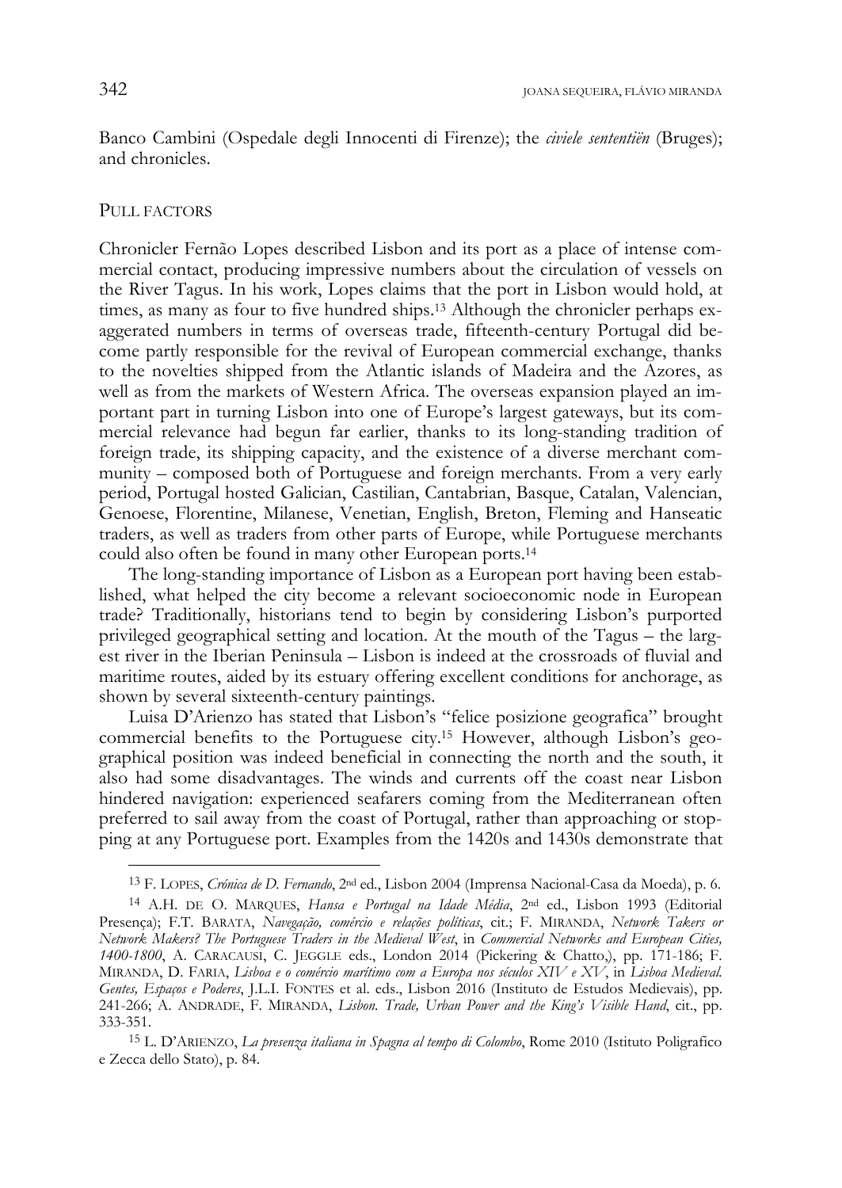Banco Cambini (Ospedale degli Innocenti di Firenze); the *civiele sententiën* (Bruges); and chronicles.

## Pull factors

Chronicler Fernão Lopes described Lisbon and its port as a place of intense commercial contact, producing impressive numbers about the circulation of vessels on the River Tagus. In his work, Lopes claims that the port in Lisbon would hold, at times, as many as four to five hundred ships.[13] Although the chronicler perhaps exaggerated numbers in terms of overseas trade, fifteenth-century Portugal did become partly responsible for the revival of European commercial exchange, thanks to the novelties shipped from the Atlantic islands of Madeira and the Azores, as well as from the markets of Western Africa. The overseas expansion played an important part in turning Lisbon into one of Europe's largest gateways, but its commercial relevance had begun far earlier, thanks to its long-standing tradition of foreign trade, its shipping capacity, and the existence of a diverse merchant community – composed both of Portuguese and foreign merchants. From a very early period, Portugal hosted Galician, Castilian, Cantabrian, Basque, Catalan, Valencian, Genoese, Florentine, Milanese, Venetian, English, Breton, Fleming and Hanseatic traders, as well as traders from other parts of Europe, while Portuguese merchants could also often be found in many other European ports.[14]

The long-standing importance of Lisbon as a European port having been established, what helped the city become a relevant socioeconomic node in European trade? Traditionally, historians tend to begin by considering Lisbon's purported privileged geographical setting and location. At the mouth of the Tagus – the largest river in the Iberian Peninsula – Lisbon is indeed at the crossroads of fluvial and maritime routes, aided by its estuary offering excellent conditions for anchorage, as shown by several sixteenth-century paintings.

Luisa D'Arienzo has stated that Lisbon's "felice posizione geografica" brought commercial benefits to the Portuguese city.[15] However, although Lisbon's geographical position was indeed beneficial in connecting the north and the south, it also had some disadvantages. The winds and currents off the coast near Lisbon hindered navigation: experienced seafarers coming from the Mediterranean often preferred to sail away from the coast of Portugal, rather than approaching or stopping at any Portuguese port. Examples from the 1420s and 1430s demonstrate that

---

[13] F. Lopes, *Crónica de D. Fernando*, 2nd ed., Lisbon 2004 (Imprensa Nacional-Casa da Moeda), p. 6.

[14] A.H. de O. Marques, *Hansa e Portugal na Idade Média*, 2nd ed., Lisbon 1993 (Editorial Presença); F.T. Barata, *Navegação, comércio e relações políticas*, cit.; F. Miranda, *Network Takers or Network Makers? The Portuguese Traders in the Medieval West*, in *Commercial Networks and European Cities, 1400-1800*, A. Caracausi, C. Jeggle eds., London 2014 (Pickering & Chatto,), pp. 171-186; F. Miranda, D. Faria, *Lisboa e o comércio marítimo com a Europa nos séculos XIV e XV*, in *Lisboa Medieval. Gentes, Espaços e Poderes*, J.L.I. Fontes et al. eds., Lisbon 2016 (Instituto de Estudos Medievais), pp. 241-266; A. Andrade, F. Miranda, *Lisbon. Trade, Urban Power and the King's Visible Hand*, cit., pp. 333-351.

[15] L. D'Arienzo, *La presenza italiana in Spagna al tempo di Colombo*, Rome 2010 (Istituto Poligrafico e Zecca dello Stato), p. 84.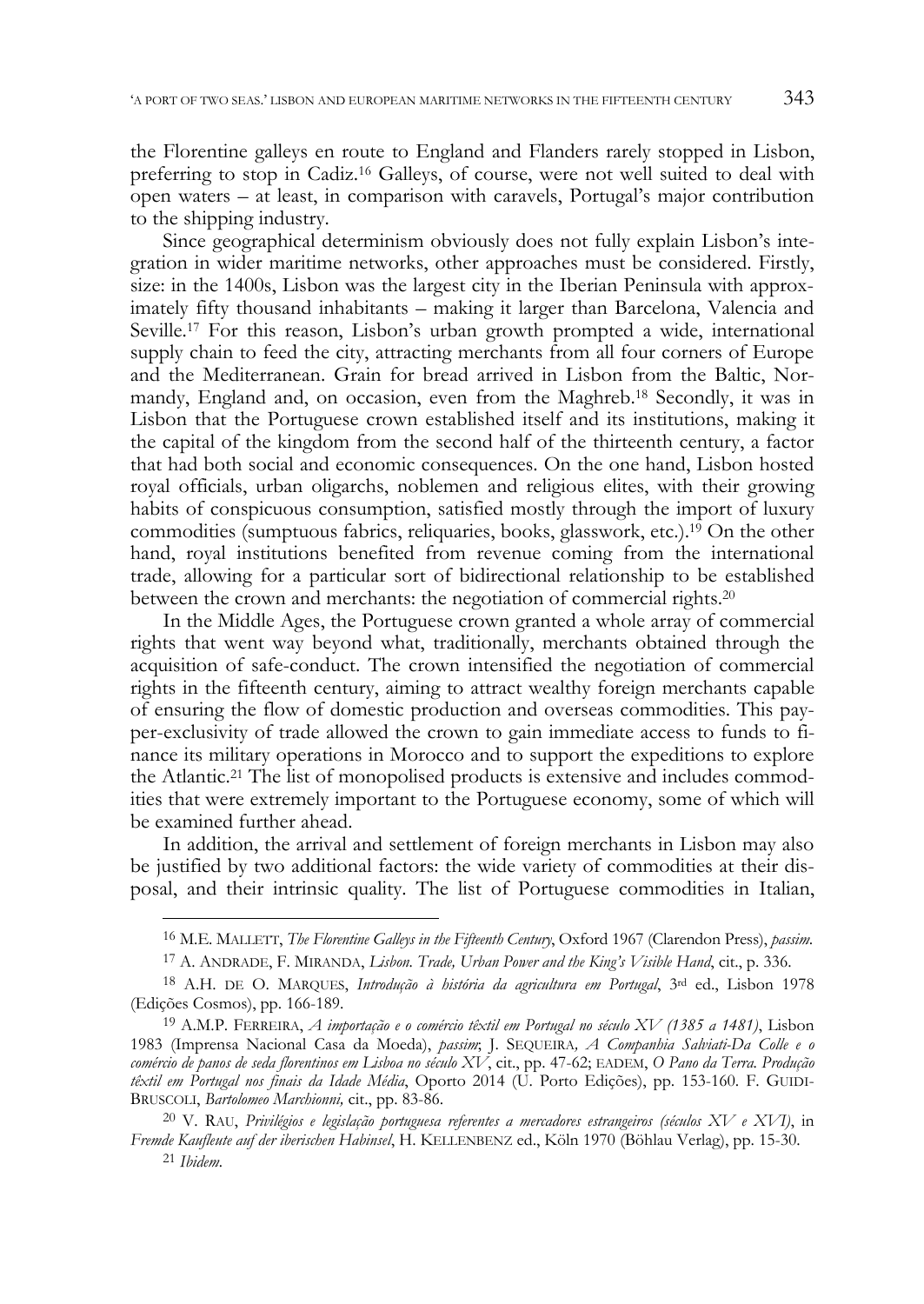the Florentine galleys en route to England and Flanders rarely stopped in Lisbon, preferring to stop in Cadiz.[16] Galleys, of course, were not well suited to deal with open waters – at least, in comparison with caravels, Portugal's major contribution to the shipping industry.

Since geographical determinism obviously does not fully explain Lisbon's integration in wider maritime networks, other approaches must be considered. Firstly, size: in the 1400s, Lisbon was the largest city in the Iberian Peninsula with approximately fifty thousand inhabitants – making it larger than Barcelona, Valencia and Seville.[17] For this reason, Lisbon's urban growth prompted a wide, international supply chain to feed the city, attracting merchants from all four corners of Europe and the Mediterranean. Grain for bread arrived in Lisbon from the Baltic, Normandy, England and, on occasion, even from the Maghreb.[18] Secondly, it was in Lisbon that the Portuguese crown established itself and its institutions, making it the capital of the kingdom from the second half of the thirteenth century, a factor that had both social and economic consequences. On the one hand, Lisbon hosted royal officials, urban oligarchs, noblemen and religious elites, with their growing habits of conspicuous consumption, satisfied mostly through the import of luxury commodities (sumptuous fabrics, reliquaries, books, glasswork, etc.).[19] On the other hand, royal institutions benefited from revenue coming from the international trade, allowing for a particular sort of bidirectional relationship to be established between the crown and merchants: the negotiation of commercial rights.[20]

In the Middle Ages, the Portuguese crown granted a whole array of commercial rights that went way beyond what, traditionally, merchants obtained through the acquisition of safe-conduct. The crown intensified the negotiation of commercial rights in the fifteenth century, aiming to attract wealthy foreign merchants capable of ensuring the flow of domestic production and overseas commodities. This pay-per-exclusivity of trade allowed the crown to gain immediate access to funds to finance its military operations in Morocco and to support the expeditions to explore the Atlantic.[21] The list of monopolised products is extensive and includes commodities that were extremely important to the Portuguese economy, some of which will be examined further ahead.

In addition, the arrival and settlement of foreign merchants in Lisbon may also be justified by two additional factors: the wide variety of commodities at their disposal, and their intrinsic quality. The list of Portuguese commodities in Italian,

---

[16] M.E. Mallett, *The Florentine Galleys in the Fifteenth Century*, Oxford 1967 (Clarendon Press), *passim*.

[17] A. Andrade, F. Miranda, *Lisbon. Trade, Urban Power and the King's Visible Hand*, cit., p. 336.

[18] A.H. de O. Marques, *Introdução à história da agricultura em Portugal*, 3rd ed., Lisbon 1978 (Edições Cosmos), pp. 166-189.

[19] A.M.P. Ferreira, *A importação e o comércio têxtil em Portugal no século XV (1385 a 1481)*, Lisbon 1983 (Imprensa Nacional Casa da Moeda), *passim*; J. Sequeira, *A Companhia Salviati-Da Colle e o comércio de panos de seda florentinos em Lisboa no século XV*, cit., pp. 47-62; eadem, *O Pano da Terra. Produção têxtil em Portugal nos finais da Idade Média*, Oporto 2014 (U. Porto Edições), pp. 153-160. F. Guidi-Bruscoli, *Bartolomeo Marchionni,* cit., pp. 83-86.

[20] V. Rau, *Privilégios e legislação portuguesa referentes a mercadores estrangeiros (séculos XV e XVI)*, in *Fremde Kaufleute auf der iberischen Habinsel*, H. Kellenbenz ed., Köln 1970 (Böhlau Verlag), pp. 15-30.

[21] *Ibidem*.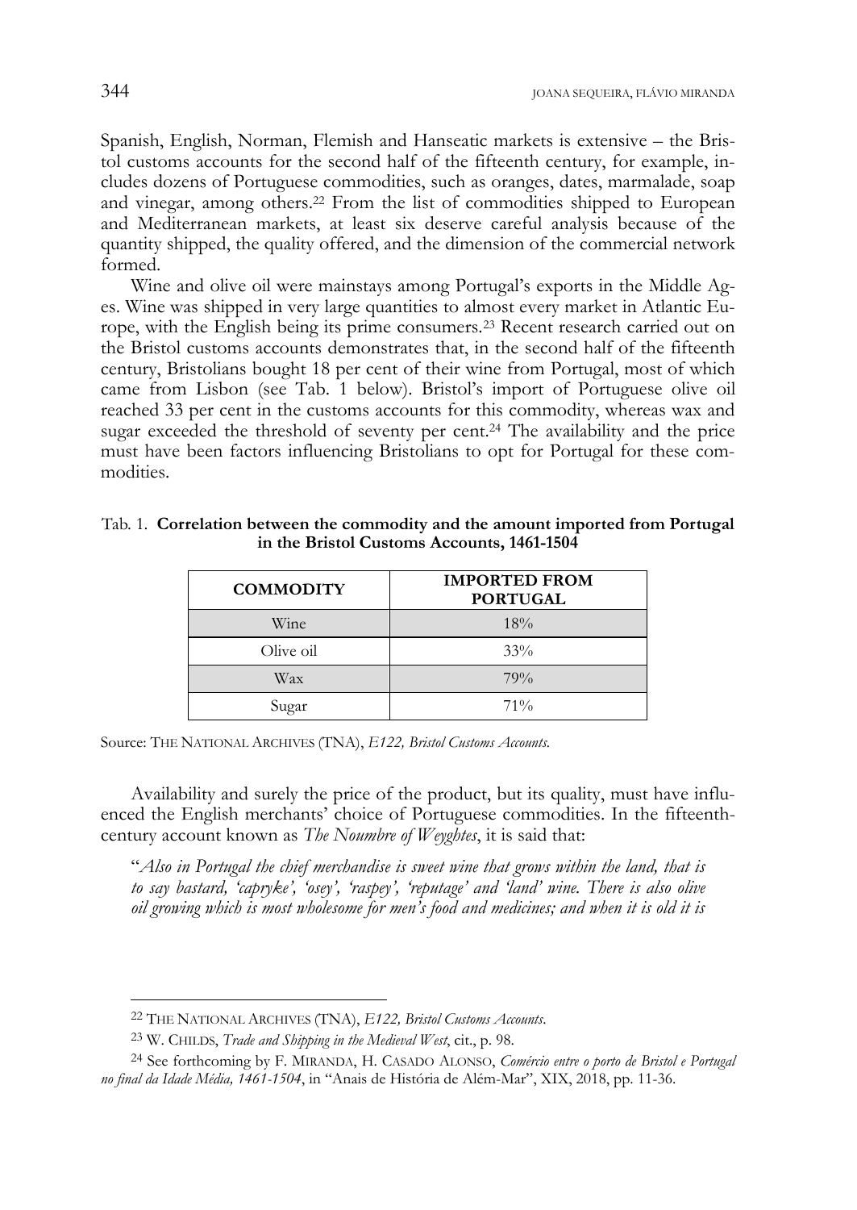Spanish, English, Norman, Flemish and Hanseatic markets is extensive – the Bristol customs accounts for the second half of the fifteenth century, for example, includes dozens of Portuguese commodities, such as oranges, dates, marmalade, soap and vinegar, among others.[22] From the list of commodities shipped to European and Mediterranean markets, at least six deserve careful analysis because of the quantity shipped, the quality offered, and the dimension of the commercial network formed.

Wine and olive oil were mainstays among Portugal's exports in the Middle Ages. Wine was shipped in very large quantities to almost every market in Atlantic Europe, with the English being its prime consumers.[23] Recent research carried out on the Bristol customs accounts demonstrates that, in the second half of the fifteenth century, Bristolians bought 18 per cent of their wine from Portugal, most of which came from Lisbon (see Tab. 1 below). Bristol's import of Portuguese olive oil reached 33 per cent in the customs accounts for this commodity, whereas wax and sugar exceeded the threshold of seventy per cent.[24] The availability and the price must have been factors influencing Bristolians to opt for Portugal for these commodities.

Tab. 1. **Correlation between the commodity and the amount imported from Portugal in the Bristol Customs Accounts, 1461-1504**

| COMMODITY | IMPORTED FROM PORTUGAL |
|---|---|
| Wine | 18% |
| Olive oil | 33% |
| Wax | 79% |
| Sugar | 71% |

Source: THE NATIONAL ARCHIVES (TNA), *E122, Bristol Customs Accounts*.

Availability and surely the price of the product, but its quality, must have influenced the English merchants' choice of Portuguese commodities. In the fifteenth-century account known as *The Noumbre of Weyghtes*, it is said that:

"*Also in Portugal the chief merchandise is sweet wine that grows within the land, that is to say bastard, 'capryke', 'osey', 'raspey', 'reputage' and 'land' wine. There is also olive oil growing which is most wholesome for men's food and medicines; and when it is old it is*

---

[22] THE NATIONAL ARCHIVES (TNA), *E122, Bristol Customs Accounts*.

[23] W. CHILDS, *Trade and Shipping in the Medieval West*, cit., p. 98.

[24] See forthcoming by F. MIRANDA, H. CASADO ALONSO, *Comércio entre o porto de Bristol e Portugal no final da Idade Média, 1461-1504*, in "Anais de História de Além-Mar", XIX, 2018, pp. 11-36.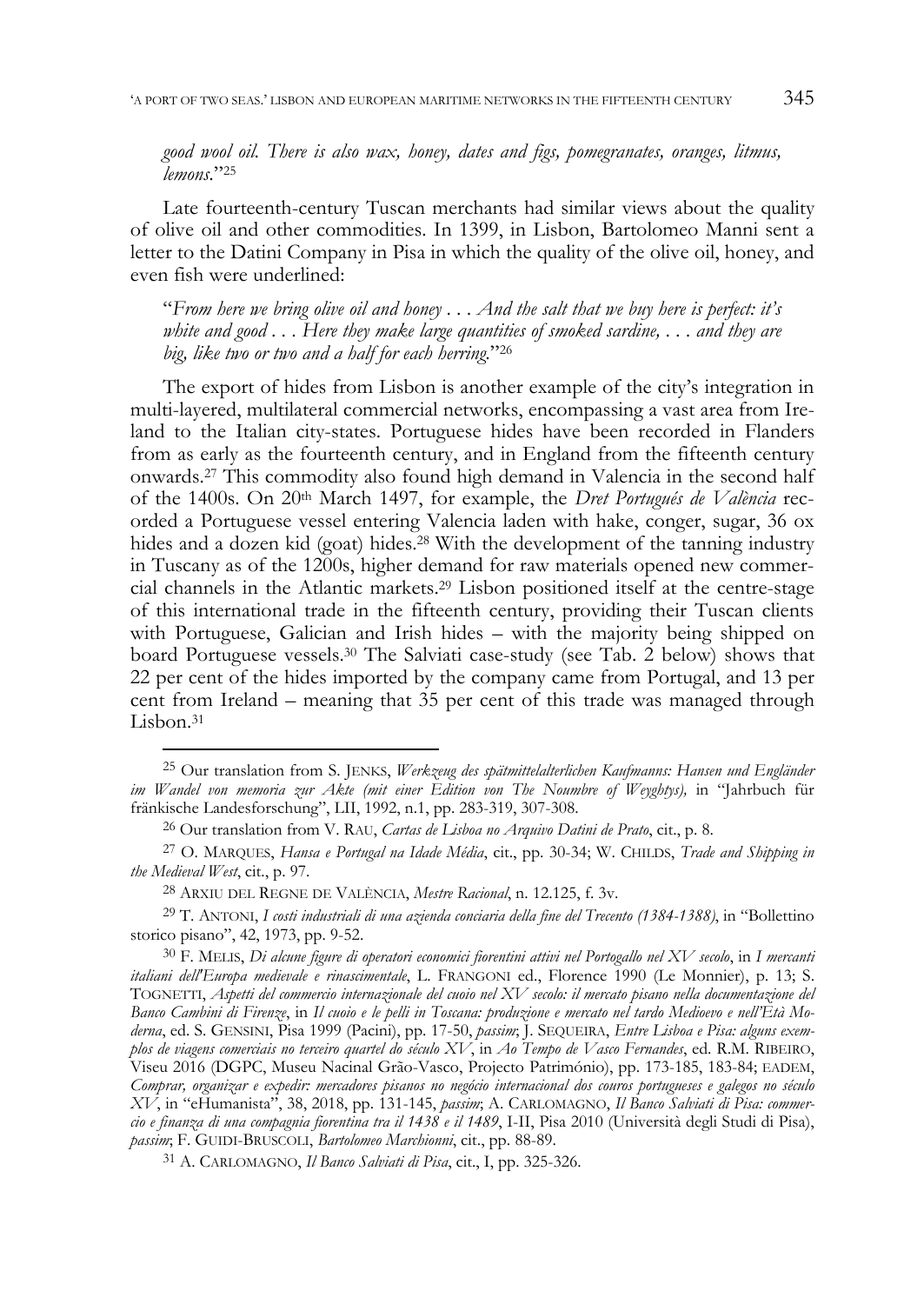*good wool oil. There is also wax, honey, dates and figs, pomegranates, oranges, litmus, lemons.*"[25]

Late fourteenth-century Tuscan merchants had similar views about the quality of olive oil and other commodities. In 1399, in Lisbon, Bartolomeo Manni sent a letter to the Datini Company in Pisa in which the quality of the olive oil, honey, and even fish were underlined:

> "*From here we bring olive oil and honey . . . And the salt that we buy here is perfect: it's white and good . . . Here they make large quantities of smoked sardine, . . . and they are big, like two or two and a half for each herring.*"[26]

The export of hides from Lisbon is another example of the city's integration in multi-layered, multilateral commercial networks, encompassing a vast area from Ireland to the Italian city-states. Portuguese hides have been recorded in Flanders from as early as the fourteenth century, and in England from the fifteenth century onwards.[27] This commodity also found high demand in Valencia in the second half of the 1400s. On 20th March 1497, for example, the *Dret Portugués de València* recorded a Portuguese vessel entering Valencia laden with hake, conger, sugar, 36 ox hides and a dozen kid (goat) hides.[28] With the development of the tanning industry in Tuscany as of the 1200s, higher demand for raw materials opened new commercial channels in the Atlantic markets.[29] Lisbon positioned itself at the centre-stage of this international trade in the fifteenth century, providing their Tuscan clients with Portuguese, Galician and Irish hides – with the majority being shipped on board Portuguese vessels.[30] The Salviati case-study (see Tab. 2 below) shows that 22 per cent of the hides imported by the company came from Portugal, and 13 per cent from Ireland – meaning that 35 per cent of this trade was managed through Lisbon.[31]

---

[25] Our translation from S. JENKS, *Werkzeug des spätmittelalterlichen Kaufmanns: Hansen und Engländer im Wandel von memoria zur Akte (mit einer Edition von The Noumbre of Weyghtys),* in "Jahrbuch für fränkische Landesforschung", LII, 1992, n.1, pp. 283-319, 307-308.

[26] Our translation from V. RAU, *Cartas de Lisboa no Arquivo Datini de Prato*, cit., p. 8.

[27] O. MARQUES, *Hansa e Portugal na Idade Média*, cit., pp. 30-34; W. CHILDS, *Trade and Shipping in the Medieval West*, cit., p. 97.

[28] ARXIU DEL REGNE DE VALÈNCIA, *Mestre Racional*, n. 12.125, f. 3v.

[29] T. ANTONI, *I costi industriali di una azienda conciaria della fine del Trecento (1384-1388)*, in "Bollettino storico pisano", 42, 1973, pp. 9-52.

[30] F. MELIS, *Di alcune figure di operatori economici fiorentini attivi nel Portogallo nel XV secolo*, in *I mercanti italiani dell'Europa medievale e rinascimentale*, L. FRANGONI ed., Florence 1990 (Le Monnier), p. 13; S. TOGNETTI, *Aspetti del commercio internazionale del cuoio nel XV secolo: il mercato pisano nella documentazione del Banco Cambini di Firenze*, in *Il cuoio e le pelli in Toscana: produzione e mercato nel tardo Medioevo e nell'Età Moderna*, ed. S. GENSINI, Pisa 1999 (Pacini), pp. 17-50, *passim*; J. SEQUEIRA, *Entre Lisboa e Pisa: alguns exemplos de viagens comerciais no terceiro quartel do século XV*, in *Ao Tempo de Vasco Fernandes*, ed. R.M. RIBEIRO, Viseu 2016 (DGPC, Museu Nacinal Grão-Vasco, Projecto Património), pp. 173-185, 183-84; EADEM, *Comprar, organizar e expedir: mercadores pisanos no negócio internacional dos couros portugueses e galegos no século XV*, in "eHumanista", 38, 2018, pp. 131-145, *passim*; A. CARLOMAGNO, *Il Banco Salviati di Pisa: commercio e finanza di una compagnia fiorentina tra il 1438 e il 1489*, I-II, Pisa 2010 (Università degli Studi di Pisa), *passim*; F. GUIDI-BRUSCOLI, *Bartolomeo Marchionni*, cit., pp. 88-89.

[31] A. CARLOMAGNO, *Il Banco Salviati di Pisa*, cit., I, pp. 325-326.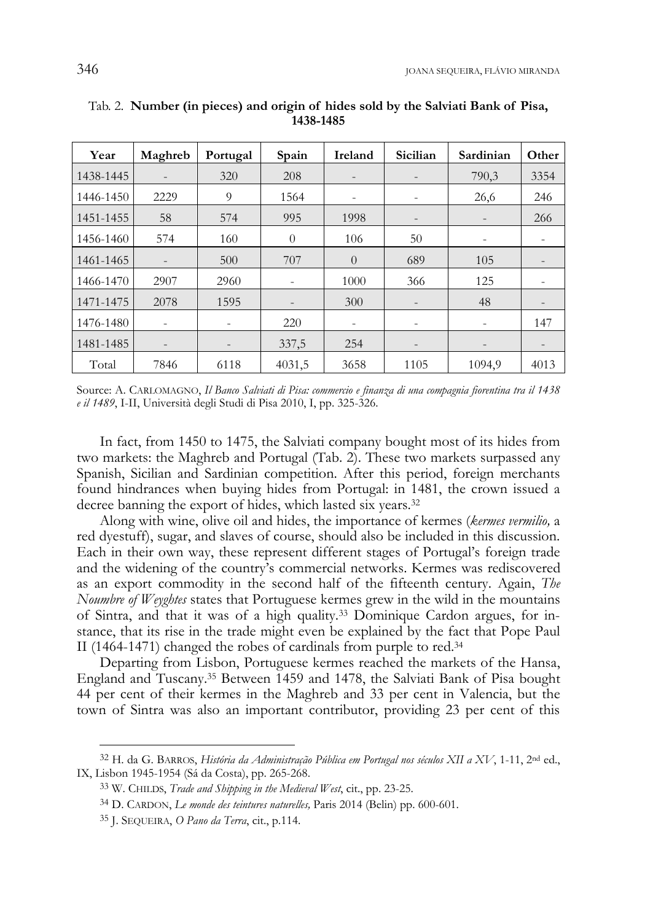Tab. 2. **Number (in pieces) and origin of hides sold by the Salviati Bank of Pisa, 1438-1485**

| Year | Maghreb | Portugal | Spain | Ireland | Sicilian | Sardinian | Other |
|---|---|---|---|---|---|---|---|
| 1438-1445 | - | 320 | 208 | - | - | 790,3 | 3354 |
| 1446-1450 | 2229 | 9 | 1564 | - | - | 26,6 | 246 |
| 1451-1455 | 58 | 574 | 995 | 1998 | - | - | 266 |
| 1456-1460 | 574 | 160 | 0 | 106 | 50 | - | - |
| 1461-1465 | - | 500 | 707 | 0 | 689 | 105 | - |
| 1466-1470 | 2907 | 2960 | - | 1000 | 366 | 125 | - |
| 1471-1475 | 2078 | 1595 | - | 300 | - | 48 | - |
| 1476-1480 | - | - | 220 | - | - | - | 147 |
| 1481-1485 | - | - | 337,5 | 254 | - | - | - |
| Total | 7846 | 6118 | 4031,5 | 3658 | 1105 | 1094,9 | 4013 |

Source: A. CARLOMAGNO, *Il Banco Salviati di Pisa: commercio e finanza di una compagnia fiorentina tra il 1438 e il 1489*, I-II, Università degli Studi di Pisa 2010, I, pp. 325-326.

In fact, from 1450 to 1475, the Salviati company bought most of its hides from two markets: the Maghreb and Portugal (Tab. 2). These two markets surpassed any Spanish, Sicilian and Sardinian competition. After this period, foreign merchants found hindrances when buying hides from Portugal: in 1481, the crown issued a decree banning the export of hides, which lasted six years.[32]

Along with wine, olive oil and hides, the importance of kermes (*kermes vermilio,* a red dyestuff), sugar, and slaves of course, should also be included in this discussion. Each in their own way, these represent different stages of Portugal's foreign trade and the widening of the country's commercial networks. Kermes was rediscovered as an export commodity in the second half of the fifteenth century. Again, *The Noumbre of Weyghtes* states that Portuguese kermes grew in the wild in the mountains of Sintra, and that it was of a high quality.[33] Dominique Cardon argues, for instance, that its rise in the trade might even be explained by the fact that Pope Paul II (1464-1471) changed the robes of cardinals from purple to red.[34]

Departing from Lisbon, Portuguese kermes reached the markets of the Hansa, England and Tuscany.[35] Between 1459 and 1478, the Salviati Bank of Pisa bought 44 per cent of their kermes in the Maghreb and 33 per cent in Valencia, but the town of Sintra was also an important contributor, providing 23 per cent of this

[32] H. da G. BARROS, *História da Administração Pública em Portugal nos séculos XII a XV*, 1-11, 2nd ed., IX, Lisbon 1945-1954 (Sá da Costa), pp. 265-268.

[33] W. CHILDS, *Trade and Shipping in the Medieval West*, cit., pp. 23-25.

[34] D. CARDON, *Le monde des teintures naturelles,* Paris 2014 (Belin) pp. 600-601.

[35] J. SEQUEIRA, *O Pano da Terra*, cit., p.114.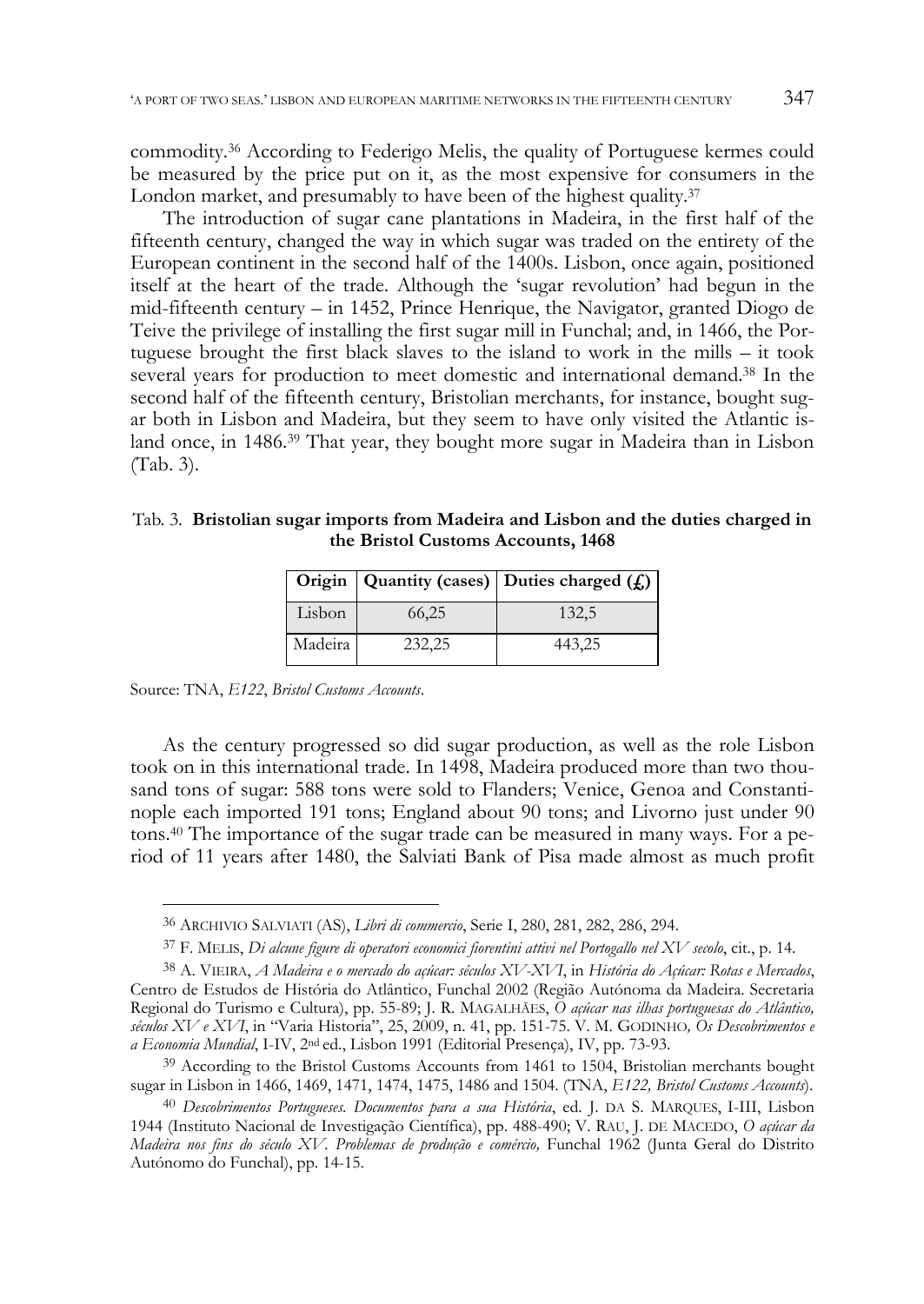commodity.[36] According to Federigo Melis, the quality of Portuguese kermes could be measured by the price put on it, as the most expensive for consumers in the London market, and presumably to have been of the highest quality.[37]

The introduction of sugar cane plantations in Madeira, in the first half of the fifteenth century, changed the way in which sugar was traded on the entirety of the European continent in the second half of the 1400s. Lisbon, once again, positioned itself at the heart of the trade. Although the 'sugar revolution' had begun in the mid-fifteenth century – in 1452, Prince Henrique, the Navigator, granted Diogo de Teive the privilege of installing the first sugar mill in Funchal; and, in 1466, the Portuguese brought the first black slaves to the island to work in the mills – it took several years for production to meet domestic and international demand.[38] In the second half of the fifteenth century, Bristolian merchants, for instance, bought sugar both in Lisbon and Madeira, but they seem to have only visited the Atlantic island once, in 1486.[39] That year, they bought more sugar in Madeira than in Lisbon (Tab. 3).

Tab. 3. **Bristolian sugar imports from Madeira and Lisbon and the duties charged in the Bristol Customs Accounts, 1468**

| Origin | Quantity (cases) | Duties charged (£) |
|---|---|---|
| Lisbon | 66,25 | 132,5 |
| Madeira | 232,25 | 443,25 |

Source: TNA, *E122*, *Bristol Customs Accounts*.

As the century progressed so did sugar production, as well as the role Lisbon took on in this international trade. In 1498, Madeira produced more than two thousand tons of sugar: 588 tons were sold to Flanders; Venice, Genoa and Constantinople each imported 191 tons; England about 90 tons; and Livorno just under 90 tons.[40] The importance of the sugar trade can be measured in many ways. For a period of 11 years after 1480, the Salviati Bank of Pisa made almost as much profit

---

[36] ARCHIVIO SALVIATI (AS), *Libri di commercio*, Serie I, 280, 281, 282, 286, 294.

[37] F. MELIS, *Di alcune figure di operatori economici fiorentini attivi nel Portogallo nel XV secolo*, cit., p. 14.

[38] A. VIEIRA, *A Madeira e o mercado do açúcar: séculos XV-XVI*, in *História do Açúcar: Rotas e Mercados*, Centro de Estudos de História do Atlântico, Funchal 2002 (Região Autónoma da Madeira. Secretaria Regional do Turismo e Cultura), pp. 55-89; J. R. MAGALHÃES, *O açúcar nas ilhas portuguesas do Atlântico, séculos XV e XVI*, in "Varia Historia", 25, 2009, n. 41, pp. 151-75. V. M. GODINHO, *Os Descobrimentos e a Economia Mundial*, I-IV, 2nd ed., Lisbon 1991 (Editorial Presença), IV, pp. 73-93.

[39] According to the Bristol Customs Accounts from 1461 to 1504, Bristolian merchants bought sugar in Lisbon in 1466, 1469, 1471, 1474, 1475, 1486 and 1504. (TNA, *E122, Bristol Customs Accounts*).

[40] *Descobrimentos Portugueses. Documentos para a sua História*, ed. J. DA S. MARQUES, I-III, Lisbon 1944 (Instituto Nacional de Investigação Científica), pp. 488-490; V. RAU, J. DE MACEDO, *O açúcar da Madeira nos fins do século XV. Problemas de produção e comércio,* Funchal 1962 (Junta Geral do Distrito Autónomo do Funchal), pp. 14-15.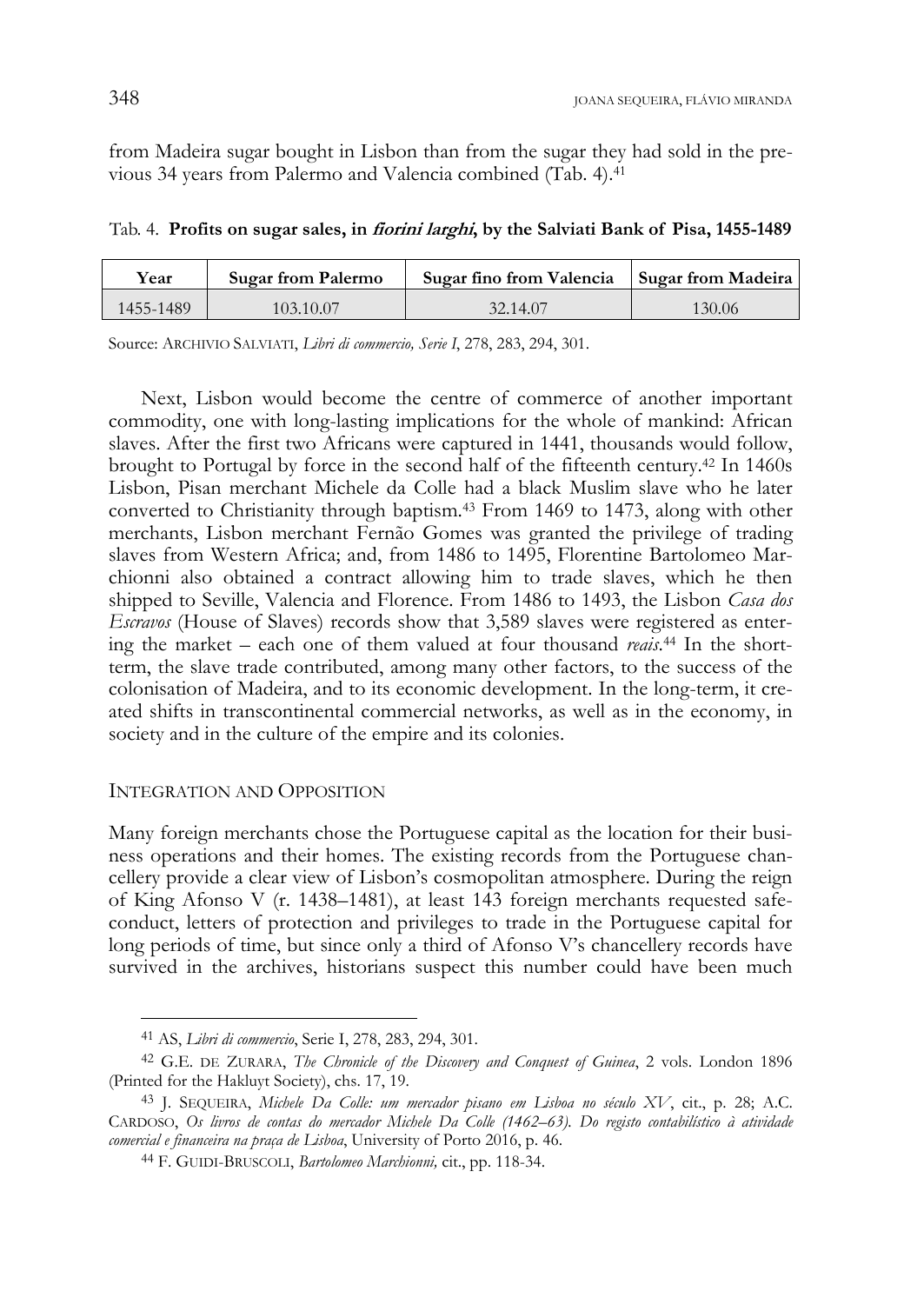from Madeira sugar bought in Lisbon than from the sugar they had sold in the previous 34 years from Palermo and Valencia combined (Tab. 4).[41]

Tab. 4. **Profits on sugar sales, in *fiorini larghi*, by the Salviati Bank of Pisa, 1455-1489**

| Year | Sugar from Palermo | Sugar fino from Valencia | Sugar from Madeira |
|---|---|---|---|
| 1455-1489 | 103.10.07 | 32.14.07 | 130.06 |

Source: ARCHIVIO SALVIATI, *Libri di commercio, Serie I*, 278, 283, 294, 301.

Next, Lisbon would become the centre of commerce of another important commodity, one with long-lasting implications for the whole of mankind: African slaves. After the first two Africans were captured in 1441, thousands would follow, brought to Portugal by force in the second half of the fifteenth century.[42] In 1460s Lisbon, Pisan merchant Michele da Colle had a black Muslim slave who he later converted to Christianity through baptism.[43] From 1469 to 1473, along with other merchants, Lisbon merchant Fernão Gomes was granted the privilege of trading slaves from Western Africa; and, from 1486 to 1495, Florentine Bartolomeo Marchionni also obtained a contract allowing him to trade slaves, which he then shipped to Seville, Valencia and Florence. From 1486 to 1493, the Lisbon *Casa dos Escravos* (House of Slaves) records show that 3,589 slaves were registered as entering the market – each one of them valued at four thousand *reais*.[44] In the short-term, the slave trade contributed, among many other factors, to the success of the colonisation of Madeira, and to its economic development. In the long-term, it created shifts in transcontinental commercial networks, as well as in the economy, in society and in the culture of the empire and its colonies.

## INTEGRATION AND OPPOSITION

Many foreign merchants chose the Portuguese capital as the location for their business operations and their homes. The existing records from the Portuguese chancellery provide a clear view of Lisbon's cosmopolitan atmosphere. During the reign of King Afonso V (r. 1438–1481), at least 143 foreign merchants requested safe-conduct, letters of protection and privileges to trade in the Portuguese capital for long periods of time, but since only a third of Afonso V's chancellery records have survived in the archives, historians suspect this number could have been much

---

[41] AS, *Libri di commercio*, Serie I, 278, 283, 294, 301.

[42] G.E. DE ZURARA, *The Chronicle of the Discovery and Conquest of Guinea*, 2 vols. London 1896 (Printed for the Hakluyt Society), chs. 17, 19.

[43] J. SEQUEIRA, *Michele Da Colle: um mercador pisano em Lisboa no século XV*, cit., p. 28; A.C. CARDOSO, *Os livros de contas do mercador Michele Da Colle (1462–63). Do registo contabilístico à atividade comercial e financeira na praça de Lisboa*, University of Porto 2016, p. 46.

[44] F. GUIDI-BRUSCOLI, *Bartolomeo Marchionni,* cit., pp. 118-34.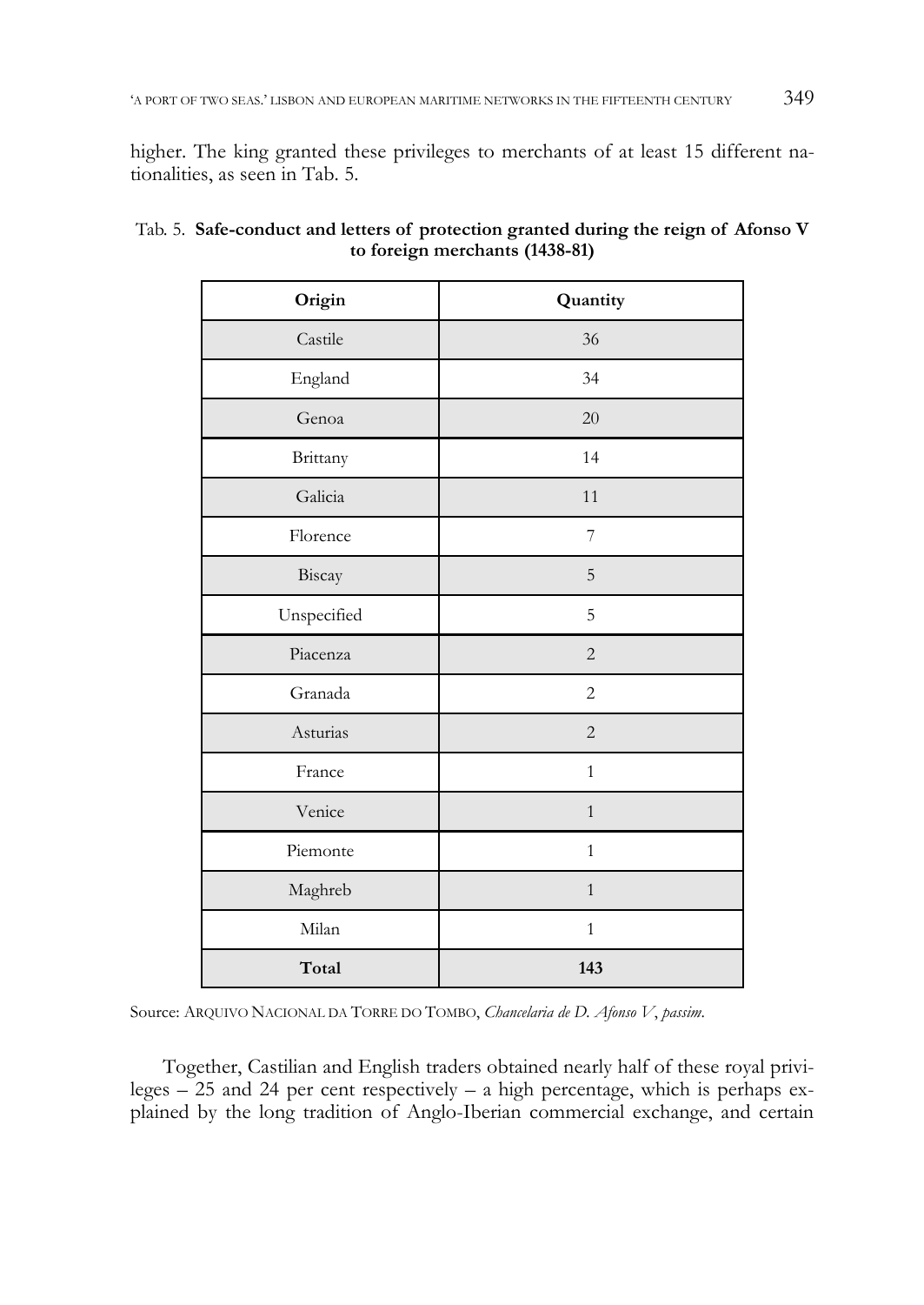higher. The king granted these privileges to merchants of at least 15 different nationalities, as seen in Tab. 5.

Tab. 5. **Safe-conduct and letters of protection granted during the reign of Afonso V to foreign merchants (1438-81)**

| Origin | Quantity |
|---|---|
| Castile | 36 |
| England | 34 |
| Genoa | 20 |
| Brittany | 14 |
| Galicia | 11 |
| Florence | 7 |
| Biscay | 5 |
| Unspecified | 5 |
| Piacenza | 2 |
| Granada | 2 |
| Asturias | 2 |
| France | 1 |
| Venice | 1 |
| Piemonte | 1 |
| Maghreb | 1 |
| Milan | 1 |
| **Total** | **143** |

Source: ARQUIVO NACIONAL DA TORRE DO TOMBO, *Chancelaria de D. Afonso V*, *passim*.

Together, Castilian and English traders obtained nearly half of these royal privileges – 25 and 24 per cent respectively – a high percentage, which is perhaps explained by the long tradition of Anglo-Iberian commercial exchange, and certain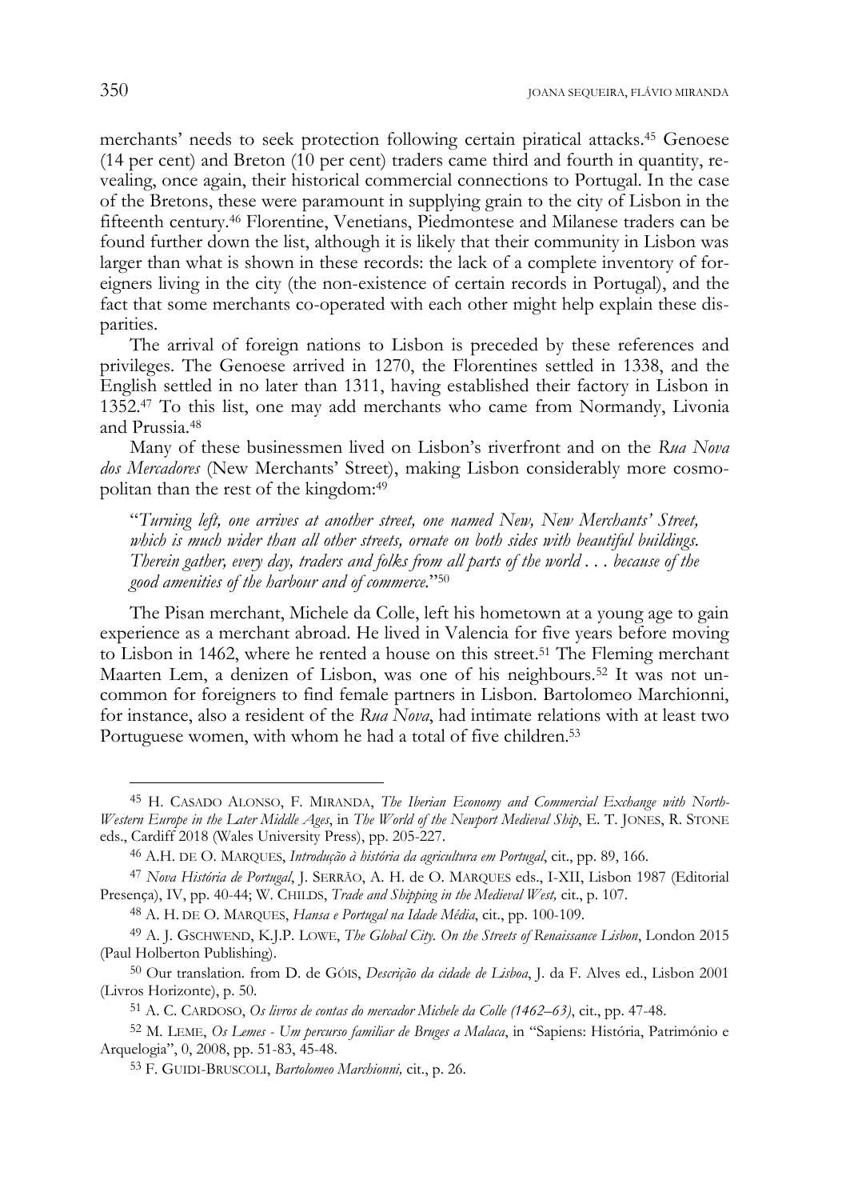merchants' needs to seek protection following certain piratical attacks.[45] Genoese (14 per cent) and Breton (10 per cent) traders came third and fourth in quantity, revealing, once again, their historical commercial connections to Portugal. In the case of the Bretons, these were paramount in supplying grain to the city of Lisbon in the fifteenth century.[46] Florentine, Venetians, Piedmontese and Milanese traders can be found further down the list, although it is likely that their community in Lisbon was larger than what is shown in these records: the lack of a complete inventory of foreigners living in the city (the non-existence of certain records in Portugal), and the fact that some merchants co-operated with each other might help explain these disparities.

The arrival of foreign nations to Lisbon is preceded by these references and privileges. The Genoese arrived in 1270, the Florentines settled in 1338, and the English settled in no later than 1311, having established their factory in Lisbon in 1352.[47] To this list, one may add merchants who came from Normandy, Livonia and Prussia.[48]

Many of these businessmen lived on Lisbon's riverfront and on the *Rua Nova dos Mercadores* (New Merchants' Street), making Lisbon considerably more cosmopolitan than the rest of the kingdom:[49]

> "*Turning left, one arrives at another street, one named New, New Merchants' Street, which is much wider than all other streets, ornate on both sides with beautiful buildings. Therein gather, every day, traders and folks from all parts of the world . . . because of the good amenities of the harbour and of commerce.*"[50]

The Pisan merchant, Michele da Colle, left his hometown at a young age to gain experience as a merchant abroad. He lived in Valencia for five years before moving to Lisbon in 1462, where he rented a house on this street.[51] The Fleming merchant Maarten Lem, a denizen of Lisbon, was one of his neighbours.[52] It was not uncommon for foreigners to find female partners in Lisbon. Bartolomeo Marchionni, for instance, also a resident of the *Rua Nova*, had intimate relations with at least two Portuguese women, with whom he had a total of five children.[53]

---

[45] H. CASADO ALONSO, F. MIRANDA, *The Iberian Economy and Commercial Exchange with North-Western Europe in the Later Middle Ages*, in *The World of the Newport Medieval Ship*, E. T. JONES, R. STONE eds., Cardiff 2018 (Wales University Press), pp. 205-227.

[46] A.H. DE O. MARQUES, *Introdução à história da agricultura em Portugal*, cit., pp. 89, 166.

[47] *Nova História de Portugal*, J. SERRÃO, A. H. de O. MARQUES eds., I-XII, Lisbon 1987 (Editorial Presença), IV, pp. 40-44; W. CHILDS, *Trade and Shipping in the Medieval West,* cit., p. 107.

[48] A. H. DE O. MARQUES, *Hansa e Portugal na Idade Média*, cit., pp. 100-109.

[49] A. J. GSCHWEND, K.J.P. LOWE, *The Global City. On the Streets of Renaissance Lisbon*, London 2015 (Paul Holberton Publishing).

[50] Our translation. from D. de GÓIS, *Descrição da cidade de Lisboa*, J. da F. Alves ed., Lisbon 2001 (Livros Horizonte), p. 50.

[51] A. C. CARDOSO, *Os livros de contas do mercador Michele da Colle (1462–63)*, cit., pp. 47-48.

[52] M. LEME, *Os Lemes - Um percurso familiar de Bruges a Malaca*, in "Sapiens: História, Património e Arquelogia", 0, 2008, pp. 51-83, 45-48.

[53] F. GUIDI-BRUSCOLI, *Bartolomeo Marchionni,* cit., p. 26.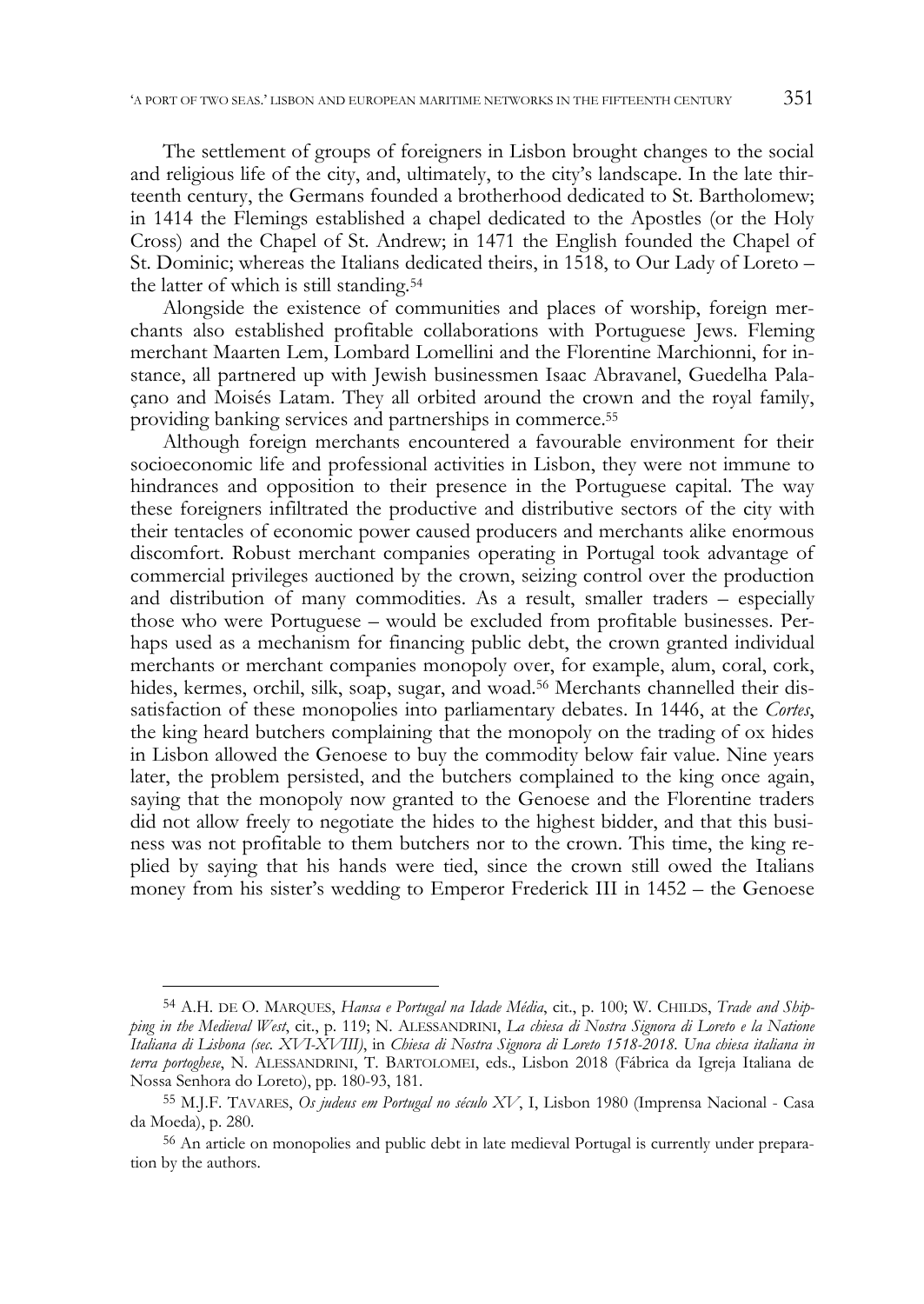The settlement of groups of foreigners in Lisbon brought changes to the social and religious life of the city, and, ultimately, to the city's landscape. In the late thirteenth century, the Germans founded a brotherhood dedicated to St. Bartholomew; in 1414 the Flemings established a chapel dedicated to the Apostles (or the Holy Cross) and the Chapel of St. Andrew; in 1471 the English founded the Chapel of St. Dominic; whereas the Italians dedicated theirs, in 1518, to Our Lady of Loreto – the latter of which is still standing.[54]

Alongside the existence of communities and places of worship, foreign merchants also established profitable collaborations with Portuguese Jews. Fleming merchant Maarten Lem, Lombard Lomellini and the Florentine Marchionni, for instance, all partnered up with Jewish businessmen Isaac Abravanel, Guedelha Palaçano and Moisés Latam. They all orbited around the crown and the royal family, providing banking services and partnerships in commerce.[55]

Although foreign merchants encountered a favourable environment for their socioeconomic life and professional activities in Lisbon, they were not immune to hindrances and opposition to their presence in the Portuguese capital. The way these foreigners infiltrated the productive and distributive sectors of the city with their tentacles of economic power caused producers and merchants alike enormous discomfort. Robust merchant companies operating in Portugal took advantage of commercial privileges auctioned by the crown, seizing control over the production and distribution of many commodities. As a result, smaller traders – especially those who were Portuguese – would be excluded from profitable businesses. Perhaps used as a mechanism for financing public debt, the crown granted individual merchants or merchant companies monopoly over, for example, alum, coral, cork, hides, kermes, orchil, silk, soap, sugar, and woad.[56] Merchants channelled their dissatisfaction of these monopolies into parliamentary debates. In 1446, at the *Cortes*, the king heard butchers complaining that the monopoly on the trading of ox hides in Lisbon allowed the Genoese to buy the commodity below fair value. Nine years later, the problem persisted, and the butchers complained to the king once again, saying that the monopoly now granted to the Genoese and the Florentine traders did not allow freely to negotiate the hides to the highest bidder, and that this business was not profitable to them butchers nor to the crown. This time, the king replied by saying that his hands were tied, since the crown still owed the Italians money from his sister's wedding to Emperor Frederick III in 1452 – the Genoese

---

[54] A.H. de O. Marques, *Hansa e Portugal na Idade Média*, cit., p. 100; W. Childs, *Trade and Shipping in the Medieval West*, cit., p. 119; N. Alessandrini, *La chiesa di Nostra Signora di Loreto e la Natione Italiana di Lisbona (sec. XVI-XVIII)*, in *Chiesa di Nostra Signora di Loreto 1518-2018. Una chiesa italiana in terra portoghese*, N. Alessandrini, T. Bartolomei, eds., Lisbon 2018 (Fábrica da Igreja Italiana de Nossa Senhora do Loreto), pp. 180-93, 181.

[55] M.J.F. Tavares, *Os judeus em Portugal no século XV*, I, Lisbon 1980 (Imprensa Nacional - Casa da Moeda), p. 280.

[56] An article on monopolies and public debt in late medieval Portugal is currently under preparation by the authors.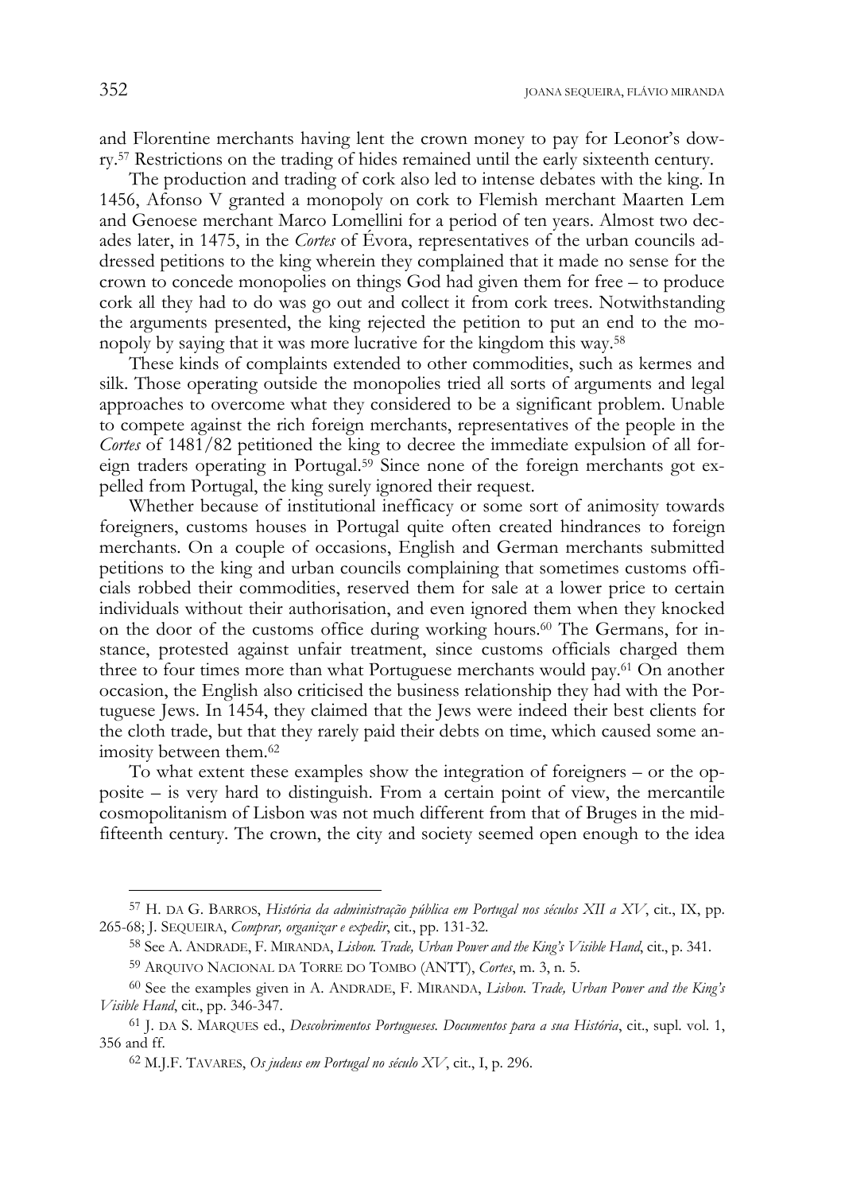and Florentine merchants having lent the crown money to pay for Leonor's dowry.[57] Restrictions on the trading of hides remained until the early sixteenth century.

The production and trading of cork also led to intense debates with the king. In 1456, Afonso V granted a monopoly on cork to Flemish merchant Maarten Lem and Genoese merchant Marco Lomellini for a period of ten years. Almost two decades later, in 1475, in the *Cortes* of Évora, representatives of the urban councils addressed petitions to the king wherein they complained that it made no sense for the crown to concede monopolies on things God had given them for free – to produce cork all they had to do was go out and collect it from cork trees. Notwithstanding the arguments presented, the king rejected the petition to put an end to the monopoly by saying that it was more lucrative for the kingdom this way.[58]

These kinds of complaints extended to other commodities, such as kermes and silk. Those operating outside the monopolies tried all sorts of arguments and legal approaches to overcome what they considered to be a significant problem. Unable to compete against the rich foreign merchants, representatives of the people in the *Cortes* of 1481/82 petitioned the king to decree the immediate expulsion of all foreign traders operating in Portugal.[59] Since none of the foreign merchants got expelled from Portugal, the king surely ignored their request.

Whether because of institutional inefficacy or some sort of animosity towards foreigners, customs houses in Portugal quite often created hindrances to foreign merchants. On a couple of occasions, English and German merchants submitted petitions to the king and urban councils complaining that sometimes customs officials robbed their commodities, reserved them for sale at a lower price to certain individuals without their authorisation, and even ignored them when they knocked on the door of the customs office during working hours.[60] The Germans, for instance, protested against unfair treatment, since customs officials charged them three to four times more than what Portuguese merchants would pay.[61] On another occasion, the English also criticised the business relationship they had with the Portuguese Jews. In 1454, they claimed that the Jews were indeed their best clients for the cloth trade, but that they rarely paid their debts on time, which caused some animosity between them.[62]

To what extent these examples show the integration of foreigners – or the opposite – is very hard to distinguish. From a certain point of view, the mercantile cosmopolitanism of Lisbon was not much different from that of Bruges in the mid-fifteenth century. The crown, the city and society seemed open enough to the idea

---

[57] H. da G. Barros, *História da administração pública em Portugal nos séculos XII a XV*, cit., IX, pp. 265-68; J. Sequeira, *Comprar, organizar e expedir*, cit., pp. 131-32.

[58] See A. Andrade, F. Miranda, *Lisbon. Trade, Urban Power and the King's Visible Hand*, cit., p. 341.

[59] Arquivo Nacional da Torre do Tombo (ANTT), *Cortes*, m. 3, n. 5.

[60] See the examples given in A. Andrade, F. Miranda, *Lisbon. Trade, Urban Power and the King's Visible Hand*, cit., pp. 346-347.

[61] J. da S. Marques ed., *Descobrimentos Portugueses. Documentos para a sua História*, cit., supl. vol. 1, 356 and ff.

[62] M.J.F. Tavares, *Os judeus em Portugal no século XV*, cit., I, p. 296.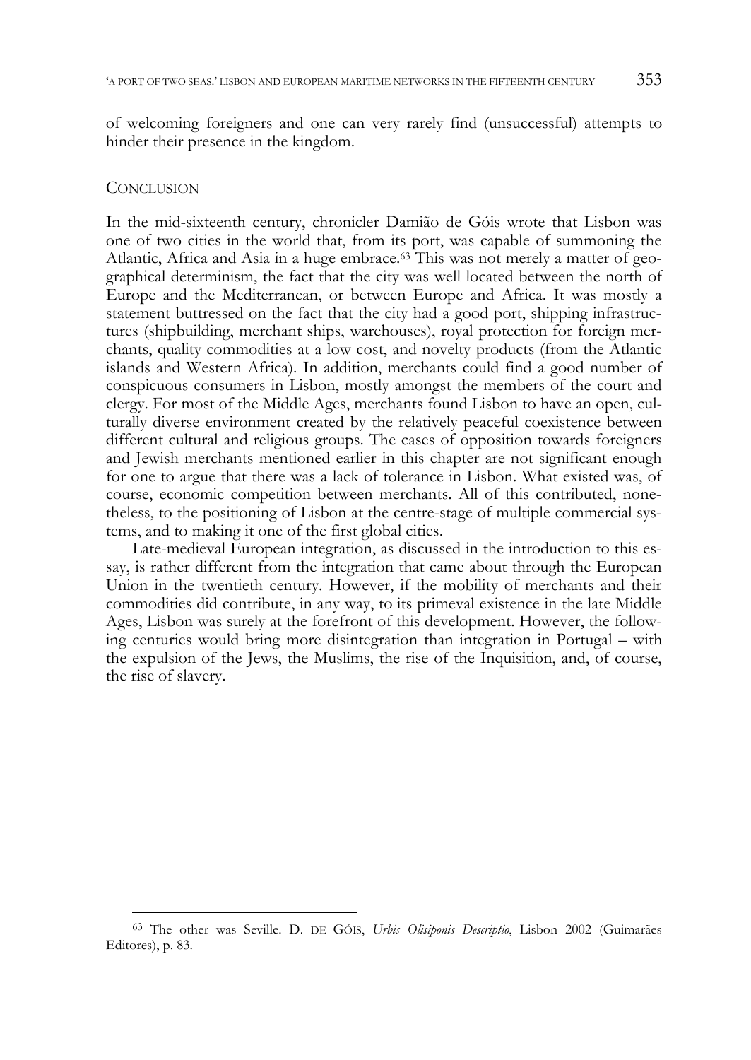of welcoming foreigners and one can very rarely find (unsuccessful) attempts to hinder their presence in the kingdom.

## Conclusion

In the mid-sixteenth century, chronicler Damião de Góis wrote that Lisbon was one of two cities in the world that, from its port, was capable of summoning the Atlantic, Africa and Asia in a huge embrace.[63] This was not merely a matter of geographical determinism, the fact that the city was well located between the north of Europe and the Mediterranean, or between Europe and Africa. It was mostly a statement buttressed on the fact that the city had a good port, shipping infrastructures (shipbuilding, merchant ships, warehouses), royal protection for foreign merchants, quality commodities at a low cost, and novelty products (from the Atlantic islands and Western Africa). In addition, merchants could find a good number of conspicuous consumers in Lisbon, mostly amongst the members of the court and clergy. For most of the Middle Ages, merchants found Lisbon to have an open, culturally diverse environment created by the relatively peaceful coexistence between different cultural and religious groups. The cases of opposition towards foreigners and Jewish merchants mentioned earlier in this chapter are not significant enough for one to argue that there was a lack of tolerance in Lisbon. What existed was, of course, economic competition between merchants. All of this contributed, nonetheless, to the positioning of Lisbon at the centre-stage of multiple commercial systems, and to making it one of the first global cities.

Late-medieval European integration, as discussed in the introduction to this essay, is rather different from the integration that came about through the European Union in the twentieth century. However, if the mobility of merchants and their commodities did contribute, in any way, to its primeval existence in the late Middle Ages, Lisbon was surely at the forefront of this development. However, the following centuries would bring more disintegration than integration in Portugal – with the expulsion of the Jews, the Muslims, the rise of the Inquisition, and, of course, the rise of slavery.

---

[63] The other was Seville. D. de Góis, *Urbis Olisiponis Descriptio*, Lisbon 2002 (Guimarães Editores), p. 83.